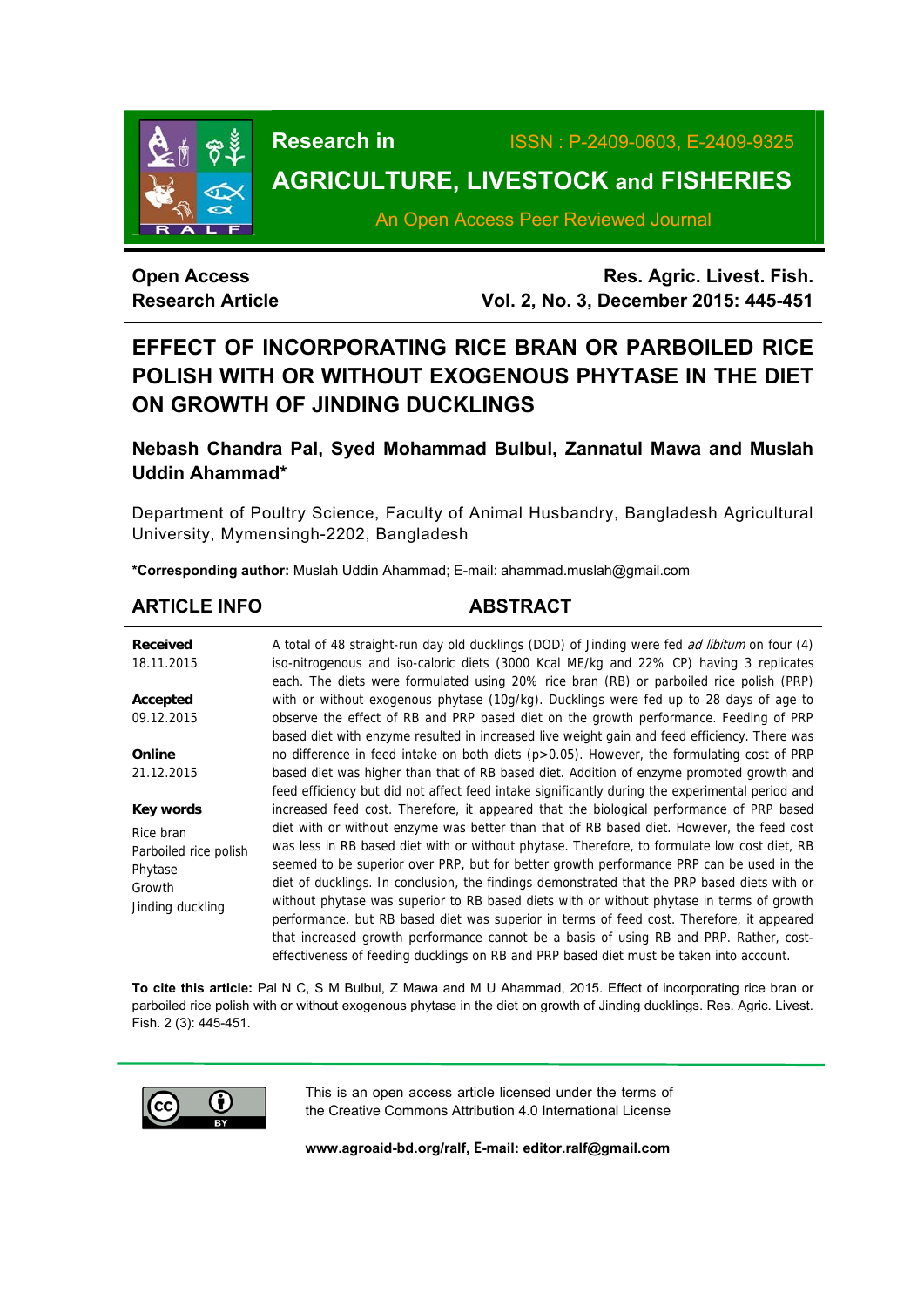**Research in**

**AGRICULTURE, LIVESTOCK and FISHERIES**

ISSN : P-2409-0603, E-2409-9325

An Open Access Peer Reviewed Journal

**Open Access**
**Research Article**

**Res. Agric. Livest. Fish.**
**Vol. 2, No. 3, December 2015: 445-451**

# EFFECT OF INCORPORATING RICE BRAN OR PARBOILED RICE POLISH WITH OR WITHOUT EXOGENOUS PHYTASE IN THE DIET ON GROWTH OF JINDING DUCKLINGS

**Nebash Chandra Pal, Syed Mohammad Bulbul, Zannatul Mawa and Muslah Uddin Ahammad***

Department of Poultry Science, Faculty of Animal Husbandry, Bangladesh Agricultural University, Mymensingh-2202, Bangladesh

**\*Corresponding author:** Muslah Uddin Ahammad; E-mail: ahammad.muslah@gmail.com

## ARTICLE INFO

**Received**
18.11.2015

**Accepted**
09.12.2015

**Online**
21.12.2015

**Key words**
Rice bran
Parboiled rice polish
Phytase
Growth
Jinding duckling

## ABSTRACT

A total of 48 straight-run day old ducklings (DOD) of Jinding were fed *ad libitum* on four (4) iso-nitrogenous and iso-caloric diets (3000 Kcal ME/kg and 22% CP) having 3 replicates each. The diets were formulated using 20% rice bran (RB) or parboiled rice polish (PRP) with or without exogenous phytase (10g/kg). Ducklings were fed up to 28 days of age to observe the effect of RB and PRP based diet on the growth performance. Feeding of PRP based diet with enzyme resulted in increased live weight gain and feed efficiency. There was no difference in feed intake on both diets ($p>0.05$). However, the formulating cost of PRP based diet was higher than that of RB based diet. Addition of enzyme promoted growth and feed efficiency but did not affect feed intake significantly during the experimental period and increased feed cost. Therefore, it appeared that the biological performance of PRP based diet with or without enzyme was better than that of RB based diet. However, the feed cost was less in RB based diet with or without phytase. Therefore, to formulate low cost diet, RB seemed to be superior over PRP, but for better growth performance PRP can be used in the diet of ducklings. In conclusion, the findings demonstrated that the PRP based diets with or without phytase was superior to RB based diets with or without phytase in terms of growth performance, but RB based diet was superior in terms of feed cost. Therefore, it appeared that increased growth performance cannot be a basis of using RB and PRP. Rather, cost-effectiveness of feeding ducklings on RB and PRP based diet must be taken into account.

**To cite this article:** Pal N C, S M Bulbul, Z Mawa and M U Ahammad, 2015. Effect of incorporating rice bran or parboiled rice polish with or without exogenous phytase in the diet on growth of Jinding ducklings. Res. Agric. Livest. Fish. 2 (3): 445-451.

This is an open access article licensed under the terms of the Creative Commons Attribution 4.0 International License

**www.agroaid-bd.org/ralf, E-mail: editor.ralf@gmail.com**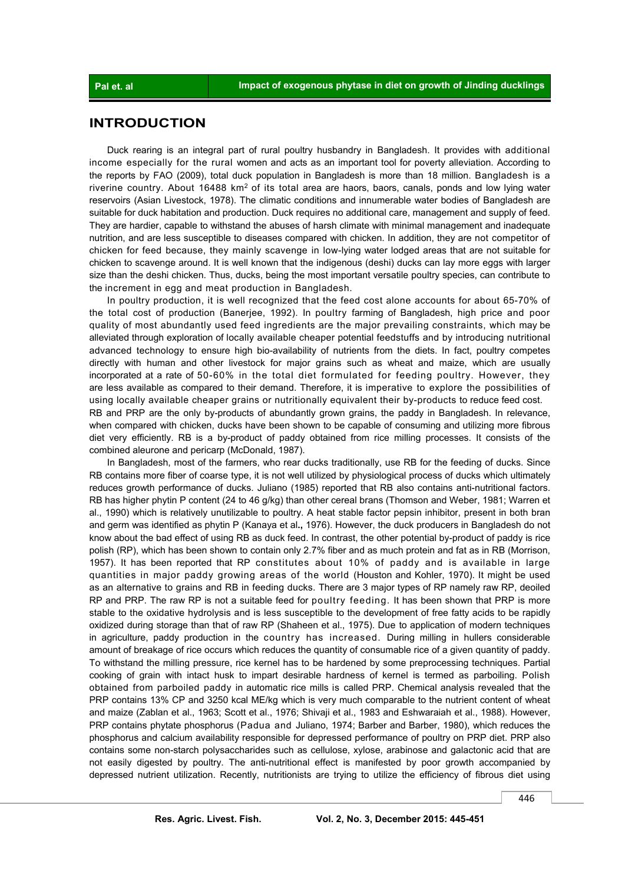## INTRODUCTION

Duck rearing is an integral part of rural poultry husbandry in Bangladesh. It provides with additional income especially for the rural women and acts as an important tool for poverty alleviation. According to the reports by FAO (2009), total duck population in Bangladesh is more than 18 million. Bangladesh is a riverine country. About 16488 $km^2$ of its total area are haors, baors, canals, ponds and low lying water reservoirs (Asian Livestock, 1978). The climatic conditions and innumerable water bodies of Bangladesh are suitable for duck habitation and production. Duck requires no additional care, management and supply of feed. They are hardier, capable to withstand the abuses of harsh climate with minimal management and inadequate nutrition, and are less susceptible to diseases compared with chicken. In addition, they are not competitor of chicken for feed because, they mainly scavenge in low-lying water lodged areas that are not suitable for chicken to scavenge around. It is well known that the indigenous (deshi) ducks can lay more eggs with larger size than the deshi chicken. Thus, ducks, being the most important versatile poultry species, can contribute to the increment in egg and meat production in Bangladesh.

In poultry production, it is well recognized that the feed cost alone accounts for about 65-70% of the total cost of production (Banerjee, 1992). In poultry farming of Bangladesh, high price and poor quality of most abundantly used feed ingredients are the major prevailing constraints, which may be alleviated through exploration of locally available cheaper potential feedstuffs and by introducing nutritional advanced technology to ensure high bio-availability of nutrients from the diets. In fact, poultry competes directly with human and other livestock for major grains such as wheat and maize, which are usually incorporated at a rate of 50-60% in the total diet formulated for feeding poultry. However, they are less available as compared to their demand. Therefore, it is imperative to explore the possibilities of using locally available cheaper grains or nutritionally equivalent their by-products to reduce feed cost.

RB and PRP are the only by-products of abundantly grown grains, the paddy in Bangladesh. In relevance, when compared with chicken, ducks have been shown to be capable of consuming and utilizing more fibrous diet very efficiently. RB is a by-product of paddy obtained from rice milling processes. It consists of the combined aleurone and pericarp (McDonald, 1987).

In Bangladesh, most of the farmers, who rear ducks traditionally, use RB for the feeding of ducks. Since RB contains more fiber of coarse type, it is not well utilized by physiological process of ducks which ultimately reduces growth performance of ducks. Juliano (1985) reported that RB also contains anti-nutritional factors. RB has higher phytin P content (24 to 46 g/kg) than other cereal brans (Thomson and Weber, 1981; Warren et al., 1990) which is relatively unutilizable to poultry. A heat stable factor pepsin inhibitor, present in both bran and germ was identified as phytin P (Kanaya et al**.,** 1976). However, the duck producers in Bangladesh do not know about the bad effect of using RB as duck feed. In contrast, the other potential by-product of paddy is rice polish (RP), which has been shown to contain only 2.7% fiber and as much protein and fat as in RB (Morrison, 1957). It has been reported that RP constitutes about 10% of paddy and is available in large quantities in major paddy growing areas of the world (Houston and Kohler, 1970). It might be used as an alternative to grains and RB in feeding ducks. There are 3 major types of RP namely raw RP, deoiled RP and PRP. The raw RP is not a suitable feed for poultry feeding. It has been shown that PRP is more stable to the oxidative hydrolysis and is less susceptible to the development of free fatty acids to be rapidly oxidized during storage than that of raw RP (Shaheen et al., 1975). Due to application of modern techniques in agriculture, paddy production in the country has increased. During milling in hullers considerable amount of breakage of rice occurs which reduces the quantity of consumable rice of a given quantity of paddy. To withstand the milling pressure, rice kernel has to be hardened by some preprocessing techniques. Partial cooking of grain with intact husk to impart desirable hardness of kernel is termed as parboiling. Polish obtained from parboiled paddy in automatic rice mills is called PRP. Chemical analysis revealed that the PRP contains 13% CP and 3250 kcal ME/kg which is very much comparable to the nutrient content of wheat and maize (Zablan et al., 1963; Scott et al., 1976; Shivaji et al., 1983 and Eshwaraiah et al., 1988). However, PRP contains phytate phosphorus (Padua and Juliano, 1974; Barber and Barber, 1980), which reduces the phosphorus and calcium availability responsible for depressed performance of poultry on PRP diet. PRP also contains some non-starch polysaccharides such as cellulose, xylose, arabinose and galactonic acid that are not easily digested by poultry. The anti-nutritional effect is manifested by poor growth accompanied by depressed nutrient utilization. Recently, nutritionists are trying to utilize the efficiency of fibrous diet using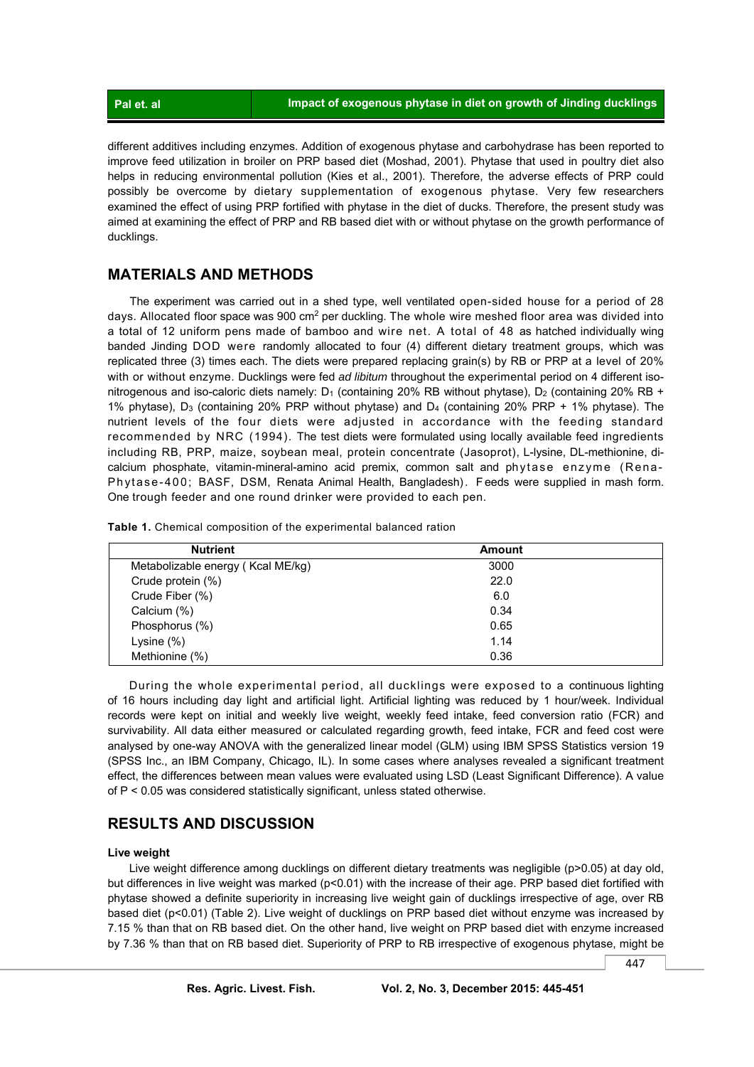different additives including enzymes. Addition of exogenous phytase and carbohydrase has been reported to improve feed utilization in broiler on PRP based diet (Moshad, 2001). Phytase that used in poultry diet also helps in reducing environmental pollution (Kies et al., 2001). Therefore, the adverse effects of PRP could possibly be overcome by dietary supplementation of exogenous phytase. Very few researchers examined the effect of using PRP fortified with phytase in the diet of ducks. Therefore, the present study was aimed at examining the effect of PRP and RB based diet with or without phytase on the growth performance of ducklings.

## MATERIALS AND METHODS

The experiment was carried out in a shed type, well ventilated open-sided house for a period of 28 days. Allocated floor space was 900 $cm^2$ per duckling. The whole wire meshed floor area was divided into a total of 12 uniform pens made of bamboo and wire net. A total of 48 as hatched individually wing banded Jinding DOD were randomly allocated to four (4) different dietary treatment groups, which was replicated three (3) times each. The diets were prepared replacing grain(s) by RB or PRP at a level of 20% with or without enzyme. Ducklings were fed *ad libitum* throughout the experimental period on 4 different iso-nitrogenous and iso-caloric diets namely: $D_1$ (containing 20% RB without phytase), $D_2$ (containing 20% RB + 1% phytase), $D_3$ (containing 20% PRP without phytase) and $D_4$ (containing 20% PRP + 1% phytase). The nutrient levels of the four diets were adjusted in accordance with the feeding standard recommended by NRC (1994). The test diets were formulated using locally available feed ingredients including RB, PRP, maize, soybean meal, protein concentrate (Jasoprot), L-lysine, DL-methionine, di-calcium phosphate, vitamin-mineral-amino acid premix, common salt and phytase enzyme (Rena-Phytase-400; BASF, DSM, Renata Animal Health, Bangladesh). Feeds were supplied in mash form. One trough feeder and one round drinker were provided to each pen.

**Table 1.** Chemical composition of the experimental balanced ration

| Nutrient | Amount |
|---|---|
| Metabolizable energy ( Kcal ME/kg) | 3000 |
| Crude protein (%) | 22.0 |
| Crude Fiber (%) | 6.0 |
| Calcium (%) | 0.34 |
| Phosphorus (%) | 0.65 |
| Lysine (%) | 1.14 |
| Methionine (%) | 0.36 |

During the whole experimental period, all ducklings were exposed to a continuous lighting of 16 hours including day light and artificial light. Artificial lighting was reduced by 1 hour/week. Individual records were kept on initial and weekly live weight, weekly feed intake, feed conversion ratio (FCR) and survivability. All data either measured or calculated regarding growth, feed intake, FCR and feed cost were analysed by one-way ANOVA with the generalized linear model (GLM) using IBM SPSS Statistics version 19 (SPSS Inc., an IBM Company, Chicago, IL). In some cases where analyses revealed a significant treatment effect, the differences between mean values were evaluated using LSD (Least Significant Difference). A value of $P < 0.05$ was considered statistically significant, unless stated otherwise.

## RESULTS AND DISCUSSION

### Live weight

Live weight difference among ducklings on different dietary treatments was negligible ($p>0.05$) at day old, but differences in live weight was marked ($p<0.01$) with the increase of their age. PRP based diet fortified with phytase showed a definite superiority in increasing live weight gain of ducklings irrespective of age, over RB based diet ($p<0.01$) (Table 2). Live weight of ducklings on PRP based diet without enzyme was increased by 7.15 % than that on RB based diet. On the other hand, live weight on PRP based diet with enzyme increased by 7.36 % than that on RB based diet. Superiority of PRP to RB irrespective of exogenous phytase, might be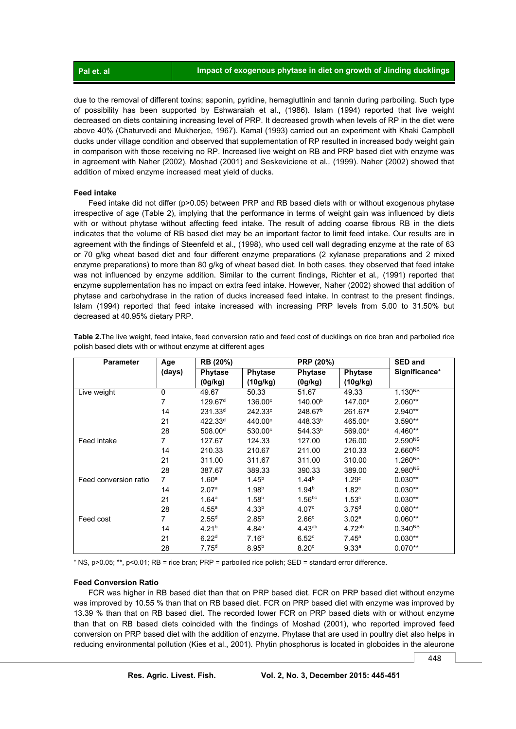due to the removal of different toxins; saponin, pyridine, hemagluttinin and tannin during parboiling. Such type of possibility has been supported by Eshwaraiah et al., (1986). Islam (1994) reported that live weight decreased on diets containing increasing level of PRP. It decreased growth when levels of RP in the diet were above 40% (Chaturvedi and Mukherjee, 1967). Kamal (1993) carried out an experiment with Khaki Campbell ducks under village condition and observed that supplementation of RP resulted in increased body weight gain in comparison with those receiving no RP. Increased live weight on RB and PRP based diet with enzyme was in agreement with Naher (2002), Moshad (2001) and Seskeviciene et al*.,* (1999). Naher (2002) showed that addition of mixed enzyme increased meat yield of ducks.

### Feed intake

Feed intake did not differ (p>0.05) between PRP and RB based diets with or without exogenous phytase irrespective of age (Table 2), implying that the performance in terms of weight gain was influenced by diets with or without phytase without affecting feed intake. The result of adding coarse fibrous RB in the diets indicates that the volume of RB based diet may be an important factor to limit feed intake. Our results are in agreement with the findings of Steenfeld et al., (1998), who used cell wall degrading enzyme at the rate of 63 or 70 g/kg wheat based diet and four different enzyme preparations (2 xylanase preparations and 2 mixed enzyme preparations) to more than 80 g/kg of wheat based diet. In both cases, they observed that feed intake was not influenced by enzyme addition. Similar to the current findings, Richter et al*.,* (1991) reported that enzyme supplementation has no impact on extra feed intake. However, Naher (2002) showed that addition of phytase and carbohydrase in the ration of ducks increased feed intake. In contrast to the present findings, Islam (1994) reported that feed intake increased with increasing PRP levels from 5.00 to 31.50% but decreased at 40.95% dietary PRP.

**Table 2.** The live weight, feed intake, feed conversion ratio and feed cost of ducklings on rice bran and parboiled rice polish based diets with or without enzyme at different ages

| Parameter | Age (days) | RB (20%) | | PRP (20%) | | SED and Significance[+] |
|---|---|---|---|---|---|---|
| | | Phytase (0g/kg) | Phytase (10g/kg) | Phytase (0g/kg) | Phytase (10g/kg) | |
| Live weight | 0 | 49.67 | 50.33 | 51.67 | 49.33 | 1.130[NS] |
| | 7 | 129.67[d] | 136.00[c] | 140.00[b] | 147.00[a] | 2.060** |
| | 14 | 231.33[d] | 242.33[c] | 248.67[b] | 261.67[a] | 2.940** |
| | 21 | 422.33[d] | 440.00[c] | 448.33[b] | 465.00[a] | 3.590** |
| | 28 | 508.00[d] | 530.00[c] | 544.33[b] | 569.00[a] | 4.460** |
| Feed intake | 7 | 127.67 | 124.33 | 127.00 | 126.00 | 2.590[NS] |
| | 14 | 210.33 | 210.67 | 211.00 | 210.33 | 2.660[NS] |
| | 21 | 311.00 | 311.67 | 311.00 | 310.00 | 1.260[NS] |
| | 28 | 387.67 | 389.33 | 390.33 | 389.00 | 2.980[NS] |
| Feed conversion ratio | 7 | 1.60[a] | 1.45[b] | 1.44[b] | 1.29[c] | 0.030** |
| | 14 | 2.07[a] | 1.98[b] | 1.94[b] | 1.82[c] | 0.030** |
| | 21 | 1.64[a] | 1.58[b] | 1.56[bc] | 1.53[c] | 0.030** |
| | 28 | 4.55[a] | 4.33[b] | 4.07[c] | 3.75[d] | 0.080** |
| Feed cost | 7 | 2.55[d] | 2.85[b] | 2.66[c] | 3.02[a] | 0.060** |
| | 14 | 4.21[b] | 4.84[a] | 4.43[ab] | 4.72[ab] | 0.340[NS] |
| | 21 | 6.22[d] | 7.16[b] | 6.52[c] | 7.45[a] | 0.030** |
| | 28 | 7.75[d] | 8.95[b] | 8.20[c] | 9.33[a] | 0.070** |

[+] NS, p>0.05; **, p<0.01; RB = rice bran; PRP = parboiled rice polish; SED = standard error difference.

### Feed Conversion Ratio

FCR was higher in RB based diet than that on PRP based diet. FCR on PRP based diet without enzyme was improved by 10.55 % than that on RB based diet. FCR on PRP based diet with enzyme was improved by 13.39 % than that on RB based diet. The recorded lower FCR on PRP based diets with or without enzyme than that on RB based diets coincided with the findings of Moshad (2001), who reported improved feed conversion on PRP based diet with the addition of enzyme. Phytase that are used in poultry diet also helps in reducing environmental pollution (Kies et al., 2001). Phytin phosphorus is located in globoides in the aleurone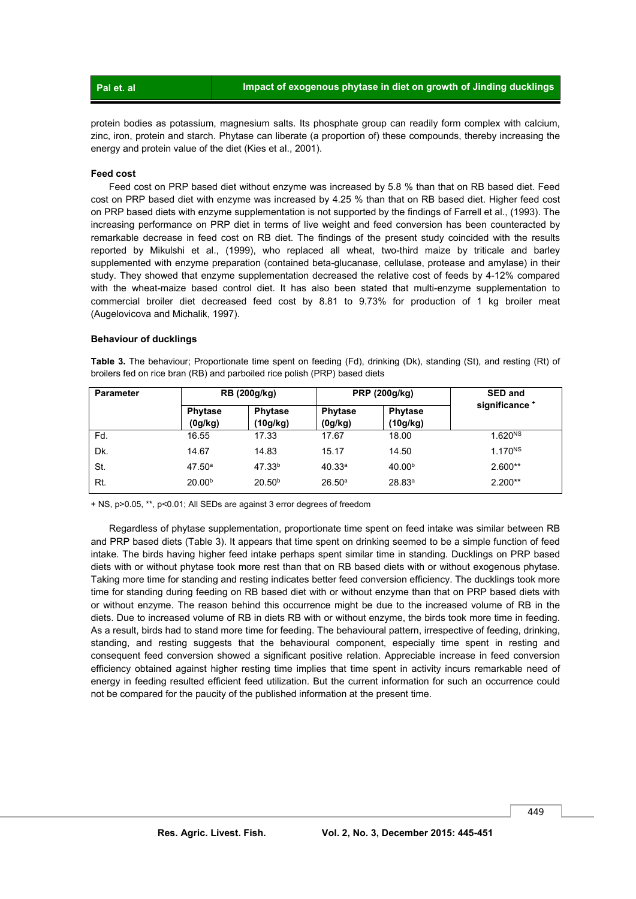protein bodies as potassium, magnesium salts. Its phosphate group can readily form complex with calcium, zinc, iron, protein and starch. Phytase can liberate (a proportion of) these compounds, thereby increasing the energy and protein value of the diet (Kies et al., 2001).

**Feed cost**

Feed cost on PRP based diet without enzyme was increased by 5.8 % than that on RB based diet. Feed cost on PRP based diet with enzyme was increased by 4.25 % than that on RB based diet. Higher feed cost on PRP based diets with enzyme supplementation is not supported by the findings of Farrell et al., (1993). The increasing performance on PRP diet in terms of live weight and feed conversion has been counteracted by remarkable decrease in feed cost on RB diet. The findings of the present study coincided with the results reported by Mikulshi et al., (1999), who replaced all wheat, two-third maize by triticale and barley supplemented with enzyme preparation (contained beta-glucanase, cellulase, protease and amylase) in their study. They showed that enzyme supplementation decreased the relative cost of feeds by 4-12% compared with the wheat-maize based control diet. It has also been stated that multi-enzyme supplementation to commercial broiler diet decreased feed cost by 8.81 to 9.73% for production of 1 kg broiler meat (Augelovicova and Michalik, 1997).

**Behaviour of ducklings**

**Table 3.** The behaviour; Proportionate time spent on feeding (Fd), drinking (Dk), standing (St), and resting (Rt) of broilers fed on rice bran (RB) and parboiled rice polish (PRP) based diets

| Parameter | RB (200g/kg) | | PRP (200g/kg) | | SED and significance + |
|---|---|---|---|---|---|
| | Phytase (0g/kg) | Phytase (10g/kg) | Phytase (0g/kg) | Phytase (10g/kg) | |
| Fd. | 16.55 | 17.33 | 17.67 | 18.00 | 1.620$^{NS}$ |
| Dk. | 14.67 | 14.83 | 15.17 | 14.50 | 1.170$^{NS}$ |
| St. | 47.50$^{a}$ | 47.33$^{b}$ | 40.33$^{a}$ | 40.00$^{b}$ | 2.600** |
| Rt. | 20.00$^{b}$ | 20.50$^{b}$ | 26.50$^{a}$ | 28.83$^{a}$ | 2.200** |

+ NS, p>0.05, **, p<0.01; All SEDs are against 3 error degrees of freedom

Regardless of phytase supplementation, proportionate time spent on feed intake was similar between RB and PRP based diets (Table 3). It appears that time spent on drinking seemed to be a simple function of feed intake. The birds having higher feed intake perhaps spent similar time in standing. Ducklings on PRP based diets with or without phytase took more rest than that on RB based diets with or without exogenous phytase. Taking more time for standing and resting indicates better feed conversion efficiency. The ducklings took more time for standing during feeding on RB based diet with or without enzyme than that on PRP based diets with or without enzyme. The reason behind this occurrence might be due to the increased volume of RB in the diets. Due to increased volume of RB in diets RB with or without enzyme, the birds took more time in feeding. As a result, birds had to stand more time for feeding. The behavioural pattern, irrespective of feeding, drinking, standing, and resting suggests that the behavioural component, especially time spent in resting and consequent feed conversion showed a significant positive relation. Appreciable increase in feed conversion efficiency obtained against higher resting time implies that time spent in activity incurs remarkable need of energy in feeding resulted efficient feed utilization. But the current information for such an occurrence could not be compared for the paucity of the published information at the present time.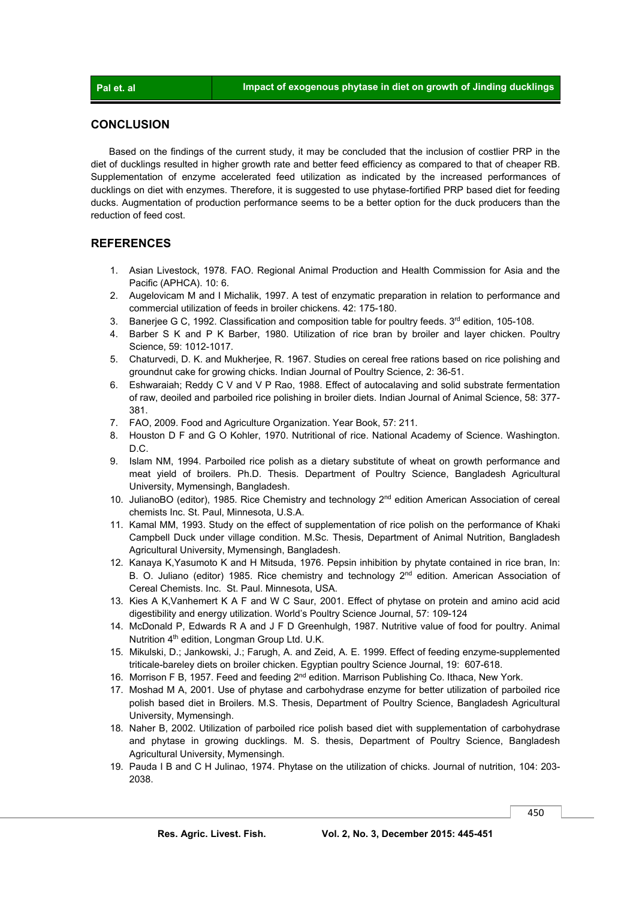## CONCLUSION

Based on the findings of the current study, it may be concluded that the inclusion of costlier PRP in the diet of ducklings resulted in higher growth rate and better feed efficiency as compared to that of cheaper RB. Supplementation of enzyme accelerated feed utilization as indicated by the increased performances of ducklings on diet with enzymes. Therefore, it is suggested to use phytase-fortified PRP based diet for feeding ducks. Augmentation of production performance seems to be a better option for the duck producers than the reduction of feed cost.

## REFERENCES

1. Asian Livestock, 1978. FAO. Regional Animal Production and Health Commission for Asia and the Pacific (APHCA). 10: 6.
2. Augelovicam M and I Michalik, 1997. A test of enzymatic preparation in relation to performance and commercial utilization of feeds in broiler chickens. 42: 175-180.
3. Banerjee G C, 1992. Classification and composition table for poultry feeds. 3rd edition, 105-108.
4. Barber S K and P K Barber, 1980. Utilization of rice bran by broiler and layer chicken. Poultry Science, 59: 1012-1017.
5. Chaturvedi, D. K. and Mukherjee, R. 1967. Studies on cereal free rations based on rice polishing and groundnut cake for growing chicks. Indian Journal of Poultry Science, 2: 36-51.
6. Eshwaraiah; Reddy C V and V P Rao, 1988. Effect of autocalaving and solid substrate fermentation of raw, deoiled and parboiled rice polishing in broiler diets. Indian Journal of Animal Science, 58: 377-381.
7. FAO, 2009. Food and Agriculture Organization. Year Book, 57: 211.
8. Houston D F and G O Kohler, 1970. Nutritional of rice. National Academy of Science. Washington. D.C.
9. Islam NM, 1994. Parboiled rice polish as a dietary substitute of wheat on growth performance and meat yield of broilers. Ph.D. Thesis. Department of Poultry Science, Bangladesh Agricultural University, Mymensingh, Bangladesh.
10. JulianoBO (editor), 1985. Rice Chemistry and technology 2nd edition American Association of cereal chemists Inc. St. Paul, Minnesota, U.S.A.
11. Kamal MM, 1993. Study on the effect of supplementation of rice polish on the performance of Khaki Campbell Duck under village condition. M.Sc. Thesis, Department of Animal Nutrition, Bangladesh Agricultural University, Mymensingh, Bangladesh.
12. Kanaya K,Yasumoto K and H Mitsuda, 1976. Pepsin inhibition by phytate contained in rice bran, In: B. O. Juliano (editor) 1985. Rice chemistry and technology 2nd edition. American Association of Cereal Chemists. Inc. St. Paul. Minnesota, USA.
13. Kies A K,Vanhemert K A F and W C Saur, 2001. Effect of phytase on protein and amino acid acid digestibility and energy utilization. World's Poultry Science Journal, 57: 109-124
14. McDonald P, Edwards R A and J F D Greenhulgh, 1987. Nutritive value of food for poultry. Animal Nutrition 4th edition, Longman Group Ltd. U.K.
15. Mikulski, D.; Jankowski, J.; Farugh, A. and Zeid, A. E. 1999. Effect of feeding enzyme-supplemented triticale-bareley diets on broiler chicken. Egyptian poultry Science Journal, 19: 607-618.
16. Morrison F B, 1957. Feed and feeding 2nd edition. Marrison Publishing Co. Ithaca, New York.
17. Moshad M A, 2001. Use of phytase and carbohydrase enzyme for better utilization of parboiled rice polish based diet in Broilers. M.S. Thesis, Department of Poultry Science, Bangladesh Agricultural University, Mymensingh.
18. Naher B, 2002. Utilization of parboiled rice polish based diet with supplementation of carbohydrase and phytase in growing ducklings. M. S. thesis, Department of Poultry Science, Bangladesh Agricultural University, Mymensingh.
19. Pauda I B and C H Julinao, 1974. Phytase on the utilization of chicks. Journal of nutrition, 104: 203-2038.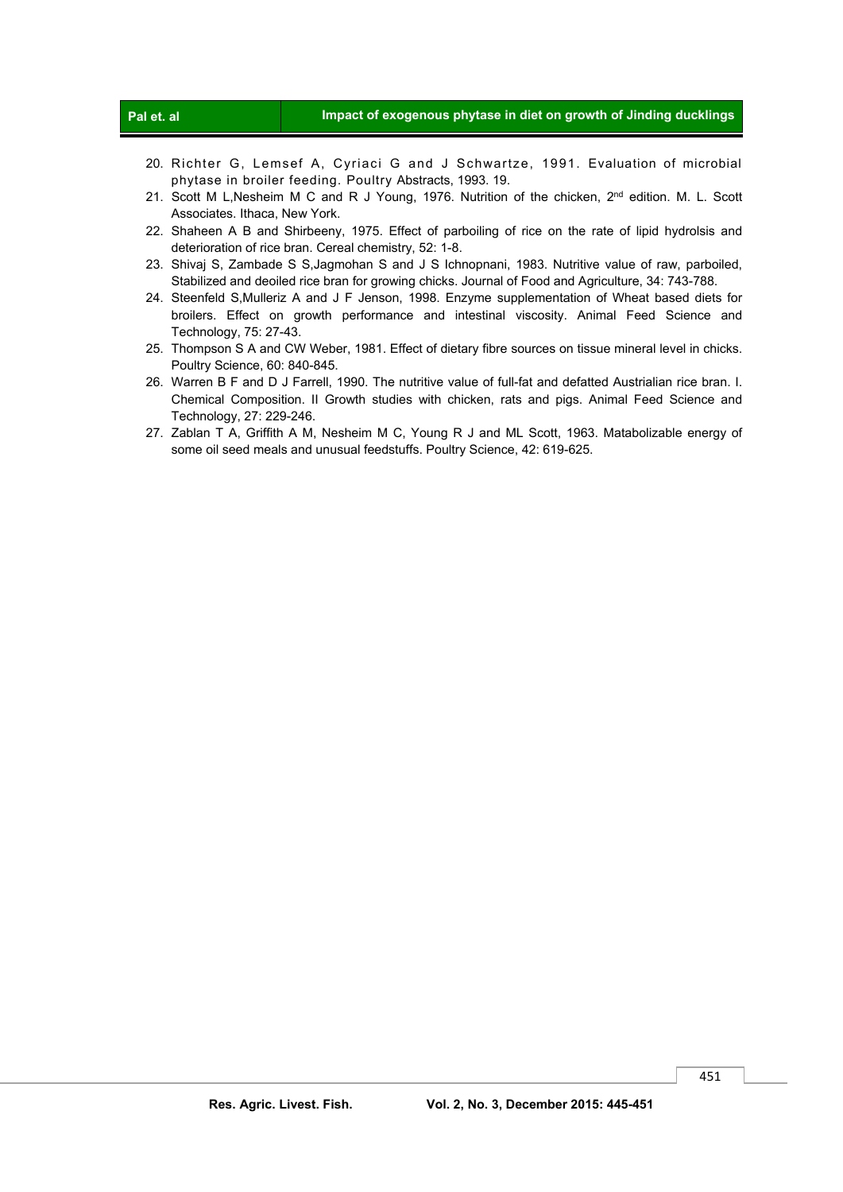20. Richter G, Lemsef A, Cyriaci G and J Schwartze, 1991. Evaluation of microbial phytase in broiler feeding. Poultry Abstracts, 1993. 19.
21. Scott M L,Nesheim M C and R J Young, 1976. Nutrition of the chicken, 2nd edition. M. L. Scott Associates. Ithaca, New York.
22. Shaheen A B and Shirbeeny, 1975. Effect of parboiling of rice on the rate of lipid hydrolsis and deterioration of rice bran. Cereal chemistry, 52: 1-8.
23. Shivaj S, Zambade S S,Jagmohan S and J S Ichnopnani, 1983. Nutritive value of raw, parboiled, Stabilized and deoiled rice bran for growing chicks. Journal of Food and Agriculture, 34: 743-788.
24. Steenfeld S,Mulleriz A and J F Jenson, 1998. Enzyme supplementation of Wheat based diets for broilers. Effect on growth performance and intestinal viscosity. Animal Feed Science and Technology, 75: 27-43.
25. Thompson S A and CW Weber, 1981. Effect of dietary fibre sources on tissue mineral level in chicks. Poultry Science, 60: 840-845.
26. Warren B F and D J Farrell, 1990. The nutritive value of full-fat and defatted Austrialian rice bran. I. Chemical Composition. II Growth studies with chicken, rats and pigs. Animal Feed Science and Technology, 27: 229-246.
27. Zablan T A, Griffith A M, Nesheim M C, Young R J and ML Scott, 1963. Matabolizable energy of some oil seed meals and unusual feedstuffs. Poultry Science, 42: 619-625.